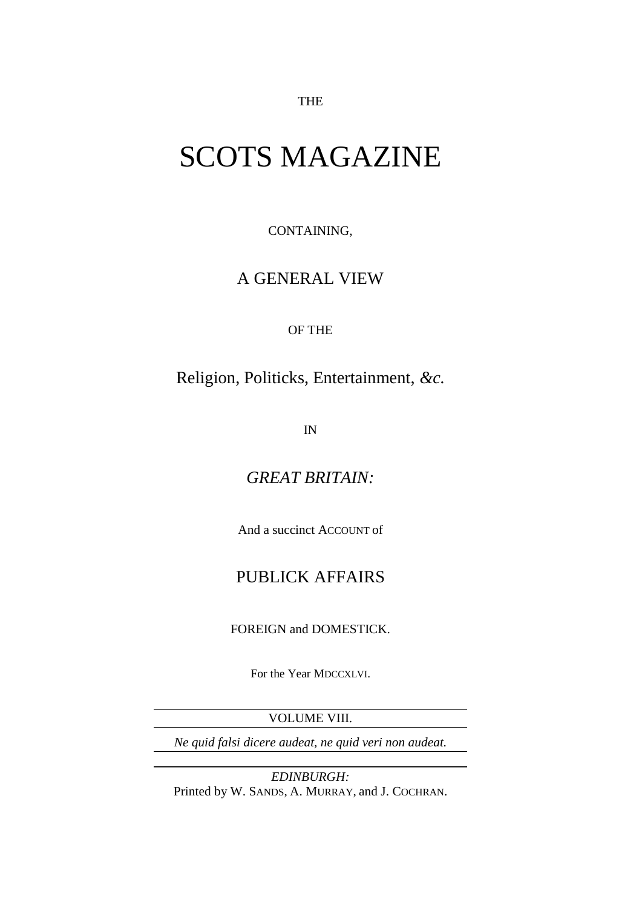THE

# SCOTS MAGAZINE

CONTAINING,

## A GENERAL VIEW

OF THE

Religion, Politicks, Entertainment, *&c.*

IN

## *GREAT BRITAIN:*

And a succinct ACCOUNT of

## PUBLICK AFFAIRS

FOREIGN and DOMESTICK.

For the Year MDCCXLVI.

---

VOLUME VIII.

---

*Ne quid falsi dicere audeat, ne quid veri non audeat.*

---

*EDINBURGH:*
Printed by W. SANDS, A. MURRAY, and J. COCHRAN.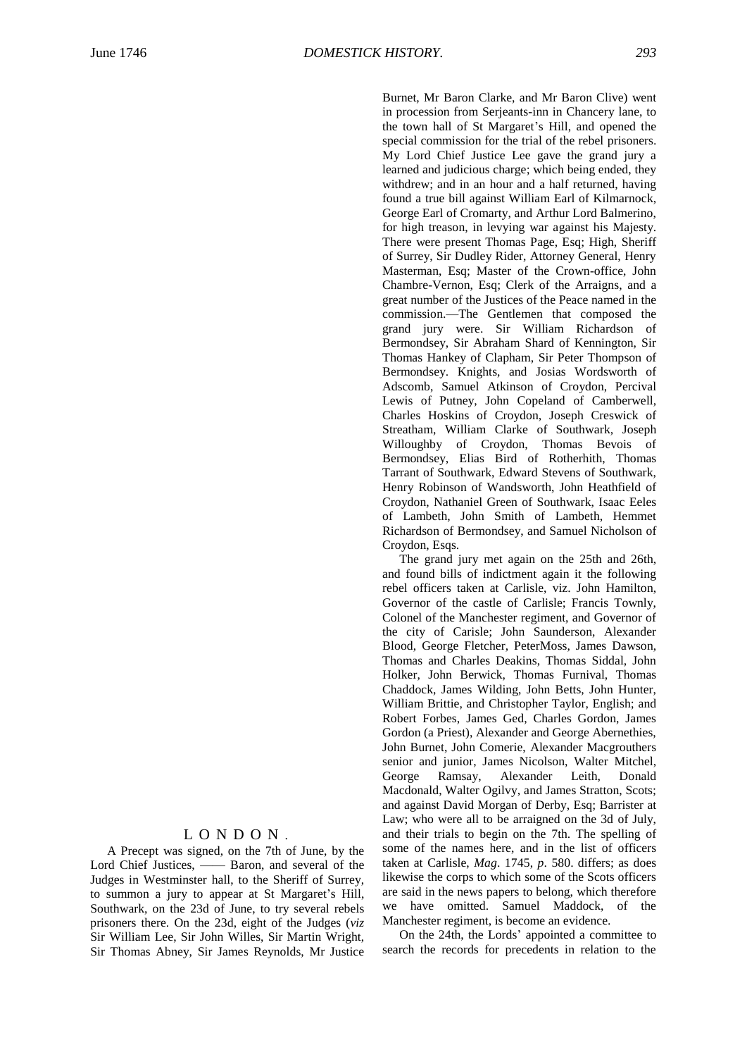## LONDON.

A Precept was signed, on the 7th of June, by the Lord Chief Justices, —— Baron, and several of the Judges in Westminster hall, to the Sheriff of Surrey, to summon a jury to appear at St Margaret's Hill, Southwark, on the 23d of June, to try several rebels prisoners there. On the 23d, eight of the Judges (*viz* Sir William Lee, Sir John Willes, Sir Martin Wright, Sir Thomas Abney, Sir James Reynolds, Mr Justice Burnet, Mr Baron Clarke, and Mr Baron Clive) went in procession from Serjeants-inn in Chancery lane, to the town hall of St Margaret's Hill, and opened the special commission for the trial of the rebel prisoners. My Lord Chief Justice Lee gave the grand jury a learned and judicious charge; which being ended, they withdrew; and in an hour and a half returned, having found a true bill against William Earl of Kilmarnock, George Earl of Cromarty, and Arthur Lord Balmerino, for high treason, in levying war against his Majesty. There were present Thomas Page, Esq; High, Sheriff of Surrey, Sir Dudley Rider, Attorney General, Henry Masterman, Esq; Master of the Crown-office, John Chambre-Vernon, Esq; Clerk of the Arraigns, and a great number of the Justices of the Peace named in the commission.—The Gentlemen that composed the grand jury were. Sir William Richardson of Bermondsey, Sir Abraham Shard of Kennington, Sir Thomas Hankey of Clapham, Sir Peter Thompson of Bermondsey. Knights, and Josias Wordsworth of Adscomb, Samuel Atkinson of Croydon, Percival Lewis of Putney, John Copeland of Camberwell, Charles Hoskins of Croydon, Joseph Creswick of Streatham, William Clarke of Southwark, Joseph Willoughby of Croydon, Thomas Bevois of Bermondsey, Elias Bird of Rotherhith, Thomas Tarrant of Southwark, Edward Stevens of Southwark, Henry Robinson of Wandsworth, John Heathfield of Croydon, Nathaniel Green of Southwark, Isaac Eeles of Lambeth, John Smith of Lambeth, Hemmet Richardson of Bermondsey, and Samuel Nicholson of Croydon, Esqs.

The grand jury met again on the 25th and 26th, and found bills of indictment again it the following rebel officers taken at Carlisle, viz. John Hamilton, Governor of the castle of Carlisle; Francis Townly, Colonel of the Manchester regiment, and Governor of the city of Carisle; John Saunderson, Alexander Blood, George Fletcher, PeterMoss, James Dawson, Thomas and Charles Deakins, Thomas Siddal, John Holker, John Berwick, Thomas Furnival, Thomas Chaddock, James Wilding, John Betts, John Hunter, William Brittie, and Christopher Taylor, English; and Robert Forbes, James Ged, Charles Gordon, James Gordon (a Priest), Alexander and George Abernethies, John Burnet, John Comerie, Alexander Macgrouthers senior and junior, James Nicolson, Walter Mitchel, George Ramsay, Alexander Leith, Donald Macdonald, Walter Ogilvy, and James Stratton, Scots; and against David Morgan of Derby, Esq; Barrister at Law; who were all to be arraigned on the 3d of July, and their trials to begin on the 7th. The spelling of some of the names here, and in the list of officers taken at Carlisle, *Mag*. 1745, *p*. 580. differs; as does likewise the corps to which some of the Scots officers are said in the news papers to belong, which therefore we have omitted. Samuel Maddock, of the Manchester regiment, is become an evidence.

On the 24th, the Lords' appointed a committee to search the records for precedents in relation to the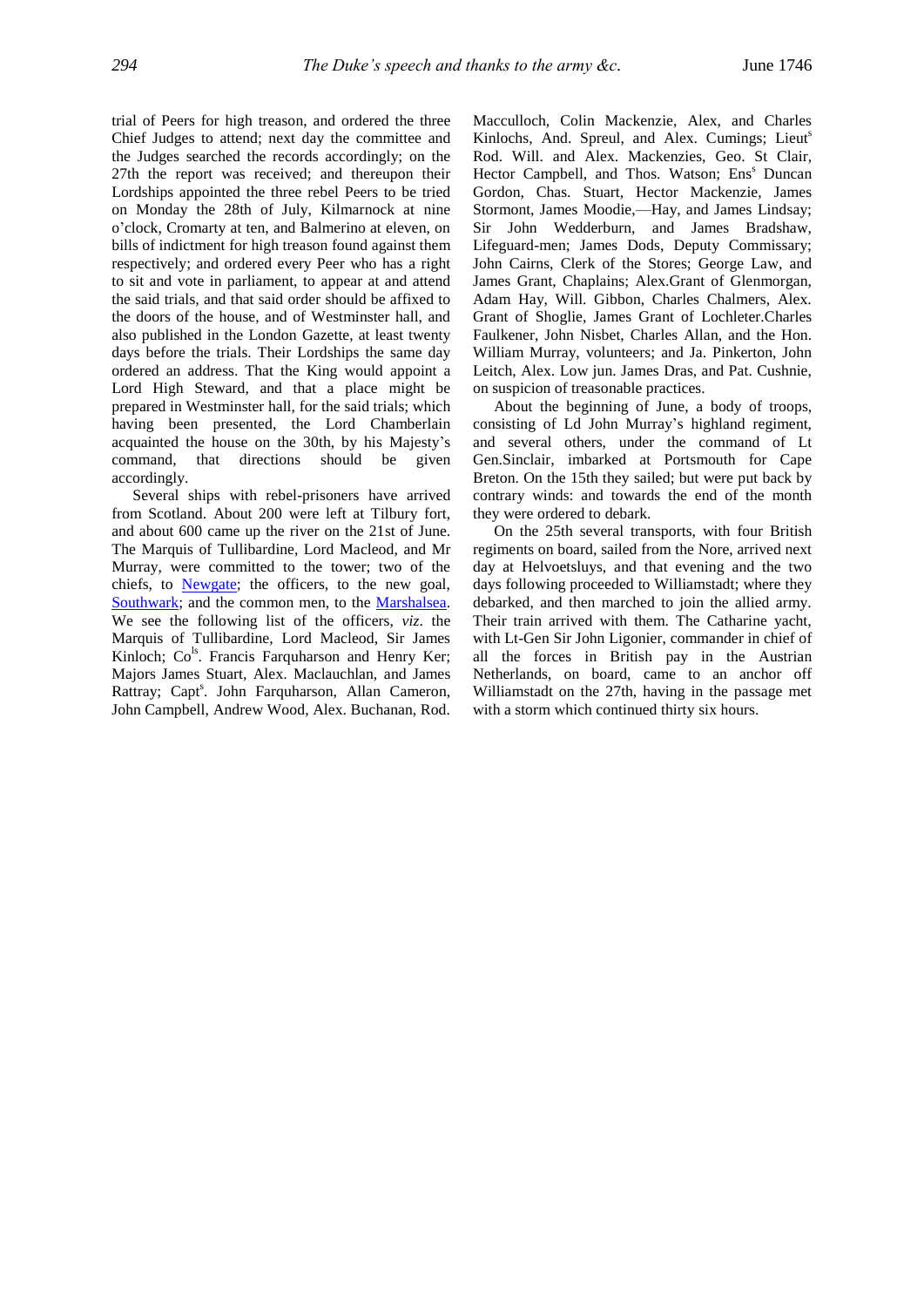trial of Peers for high treason, and ordered the three Chief Judges to attend; next day the committee and the Judges searched the records accordingly; on the 27th the report was received; and thereupon their Lordships appointed the three rebel Peers to be tried on Monday the 28th of July, Kilmarnock at nine o'clock, Cromarty at ten, and Balmerino at eleven, on bills of indictment for high treason found against them respectively; and ordered every Peer who has a right to sit and vote in parliament, to appear at and attend the said trials, and that said order should be affixed to the doors of the house, and of Westminster hall, and also published in the London Gazette, at least twenty days before the trials. Their Lordships the same day ordered an address. That the King would appoint a Lord High Steward, and that a place might be prepared in Westminster hall, for the said trials; which having been presented, the Lord Chamberlain acquainted the house on the 30th, by his Majesty's command, that directions should be given accordingly.

Several ships with rebel-prisoners have arrived from Scotland. About 200 were left at Tilbury fort, and about 600 came up the river on the 21st of June. The Marquis of Tullibardine, Lord Macleod, and Mr Murray, were committed to the tower; two of the chiefs, to Newgate; the officers, to the new goal, Southwark; and the common men, to the Marshalsea. We see the following list of the officers, *viz*. the Marquis of Tullibardine, Lord Macleod, Sir James Kinloch; Co[ls]. Francis Farquharson and Henry Ker; Majors James Stuart, Alex. Maclauchlan, and James Rattray; Capt[s]. John Farquharson, Allan Cameron, John Campbell, Andrew Wood, Alex. Buchanan, Rod. Macculloch, Colin Mackenzie, Alex, and Charles Kinlochs, And. Spreul, and Alex. Cumings; Lieut[s] Rod. Will. and Alex. Mackenzies, Geo. St Clair, Hector Campbell, and Thos. Watson; Ens[s] Duncan Gordon, Chas. Stuart, Hector Mackenzie, James Stormont, James Moodie,—Hay, and James Lindsay; Sir John Wedderburn, and James Bradshaw, Lifeguard-men; James Dods, Deputy Commissary; John Cairns, Clerk of the Stores; George Law, and James Grant, Chaplains; Alex.Grant of Glenmorgan, Adam Hay, Will. Gibbon, Charles Chalmers, Alex. Grant of Shoglie, James Grant of Lochleter.Charles Faulkener, John Nisbet, Charles Allan, and the Hon. William Murray, volunteers; and Ja. Pinkerton, John Leitch, Alex. Low jun. James Dras, and Pat. Cushnie, on suspicion of treasonable practices.

About the beginning of June, a body of troops, consisting of Ld John Murray's highland regiment, and several others, under the command of Lt Gen.Sinclair, imbarked at Portsmouth for Cape Breton. On the 15th they sailed; but were put back by contrary winds: and towards the end of the month they were ordered to debark.

On the 25th several transports, with four British regiments on board, sailed from the Nore, arrived next day at Helvoetsluys, and that evening and the two days following proceeded to Williamstadt; where they debarked, and then marched to join the allied army. Their train arrived with them. The Catharine yacht, with Lt-Gen Sir John Ligonier, commander in chief of all the forces in British pay in the Austrian Netherlands, on board, came to an anchor off Williamstadt on the 27th, having in the passage met with a storm which continued thirty six hours.